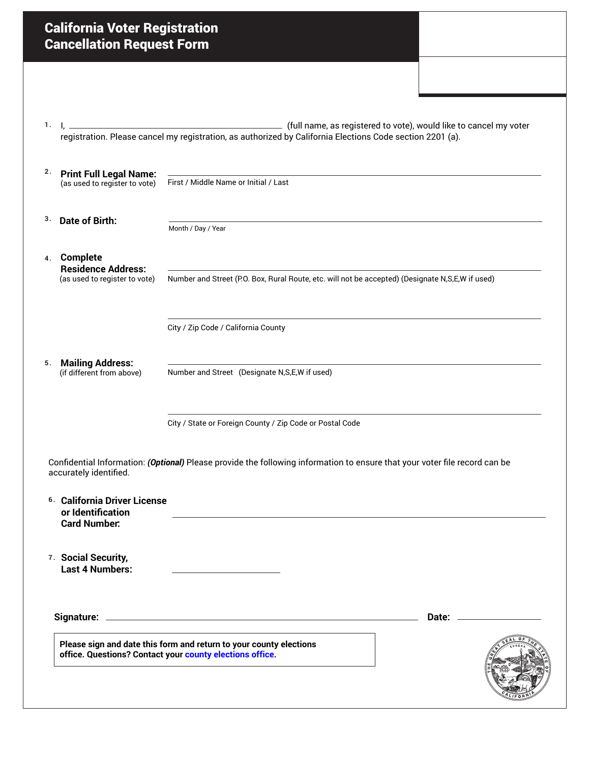# California Voter Registration Cancellation Request Form

1. I, ______________________________ (full name, as registered to vote), would like to cancel my voter registration. Please cancel my registration, as authorized by California Elections Code section 2201 (a).

2. **Print Full Legal Name:**
(as used to register to vote)
______________________________
First / Middle Name or Initial / Last

3. **Date of Birth:**
______________________________
Month / Day / Year

4. **Complete Residence Address:**
(as used to register to vote)
______________________________
Number and Street (P.O. Box, Rural Route, etc. will not be accepted) (Designate N,S,E,W if used)

______________________________
City / Zip Code / California County

5. **Mailing Address:**
(if different from above)
______________________________
Number and Street (Designate N,S,E,W if used)

______________________________
City / State or Foreign County / Zip Code or Postal Code

Confidential Information: ***(Optional)*** Please provide the following information to ensure that your voter file record can be accurately identified.

6. **California Driver License or Identification Card Number:** ______________________________

7. **Social Security, Last 4 Numbers:** ______________

**Signature:** ______________________________ **Date:** ______________

**Please sign and date this form and return to your county elections office. Questions? Contact your county elections office.**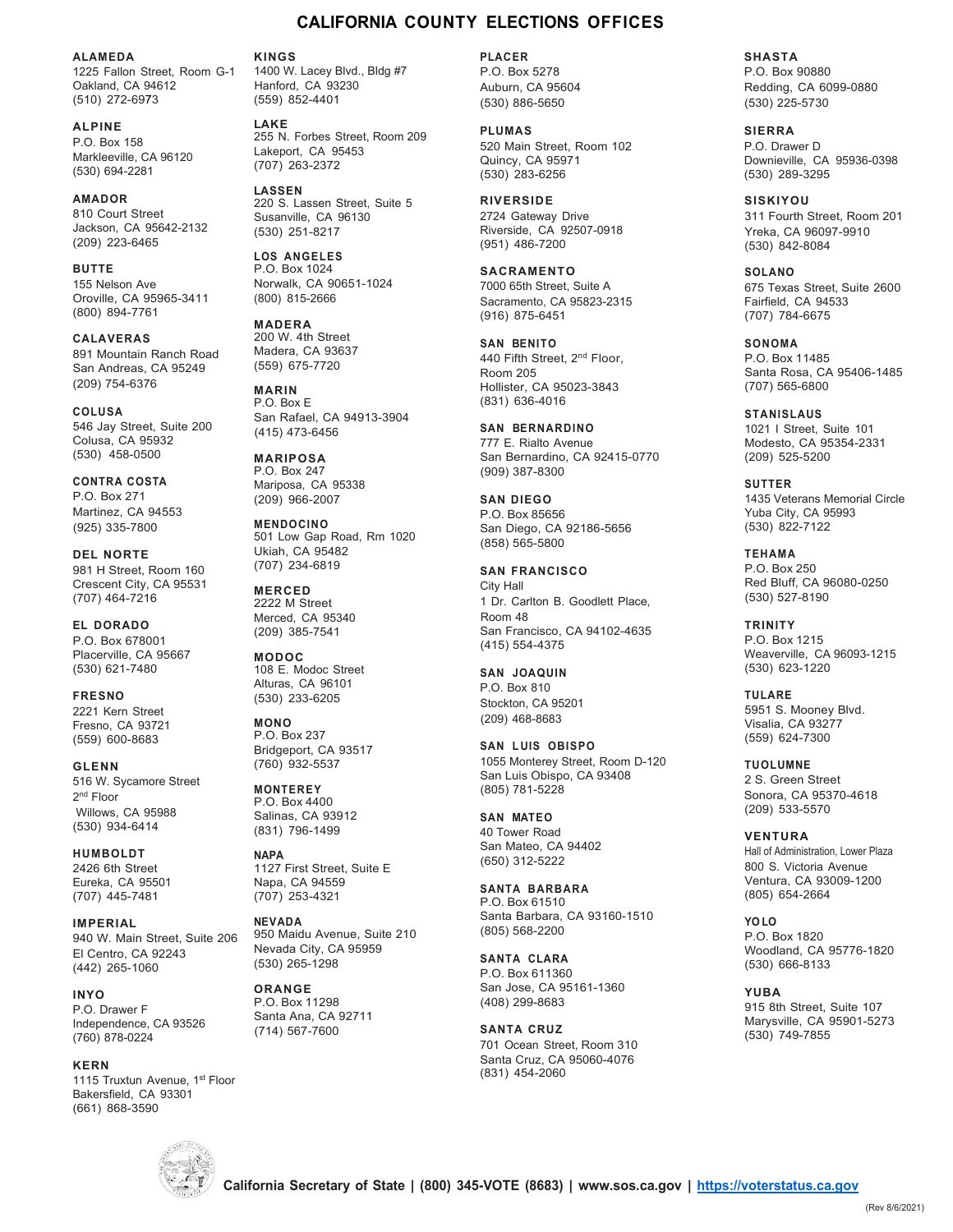# CALIFORNIA COUNTY ELECTIONS OFFICES

**ALAMEDA**
1225 Fallon Street, Room G-1
Oakland, CA 94612
(510) 272-6973

**ALPINE**
P.O. Box 158
Markleeville, CA 96120
(530) 694-2281

**AMADOR**
810 Court Street
Jackson, CA 95642-2132
(209) 223-6465

**BUTTE**
155 Nelson Ave
Oroville, CA 95965-3411
(800) 894-7761

**CALAVERAS**
891 Mountain Ranch Road
San Andreas, CA 95249
(209) 754-6376

**COLUSA**
546 Jay Street, Suite 200
Colusa, CA 95932
(530) 458-0500

**CONTRA COSTA**
P.O. Box 271
Martinez, CA 94553
(925) 335-7800

**DEL NORTE**
981 H Street, Room 160
Crescent City, CA 95531
(707) 464-7216

**EL DORADO**
P.O. Box 678001
Placerville, CA 95667
(530) 621-7480

**FRESNO**
2221 Kern Street
Fresno, CA 93721
(559) 600-8683

**GLENN**
516 W. Sycamore Street
2nd Floor
Willows, CA 95988
(530) 934-6414

**HUMBOLDT**
2426 6th Street
Eureka, CA 95501
(707) 445-7481

**IMPERIAL**
940 W. Main Street, Suite 206
El Centro, CA 92243
(442) 265-1060

**INYO**
P.O. Drawer F
Independence, CA 93526
(760) 878-0224

**KERN**
1115 Truxtun Avenue, 1st Floor
Bakersfield, CA 93301
(661) 868-3590

**KINGS**
1400 W. Lacey Blvd., Bldg #7
Hanford, CA 93230
(559) 852-4401

**LAKE**
255 N. Forbes Street, Room 209
Lakeport, CA 95453
(707) 263-2372

**LASSEN**
220 S. Lassen Street, Suite 5
Susanville, CA 96130
(530) 251-8217

**LOS ANGELES**
P.O. Box 1024
Norwalk, CA 90651-1024
(800) 815-2666

**MADERA**
200 W. 4th Street
Madera, CA 93637
(559) 675-7720

**MARIN**
P.O. Box E
San Rafael, CA 94913-3904
(415) 473-6456

**MARIPOSA**
P.O. Box 247
Mariposa, CA 95338
(209) 966-2007

**MENDOCINO**
501 Low Gap Road, Rm 1020
Ukiah, CA 95482
(707) 234-6819

**MERCED**
2222 M Street
Merced, CA 95340
(209) 385-7541

**MODOC**
108 E. Modoc Street
Alturas, CA 96101
(530) 233-6205

**MONO**
P.O. Box 237
Bridgeport, CA 93517
(760) 932-5537

**MONTEREY**
P.O. Box 4400
Salinas, CA 93912
(831) 796-1499

**NAPA**
1127 First Street, Suite E
Napa, CA 94559
(707) 253-4321

**NEVADA**
950 Maidu Avenue, Suite 210
Nevada City, CA 95959
(530) 265-1298

**ORANGE**
P.O. Box 11298
Santa Ana, CA 92711
(714) 567-7600

**PLACER**
P.O. Box 5278
Auburn, CA 95604
(530) 886-5650

**PLUMAS**
520 Main Street, Room 102
Quincy, CA 95971
(530) 283-6256

**RIVERSIDE**
2724 Gateway Drive
Riverside, CA 92507-0918
(951) 486-7200

**SACRAMENTO**
7000 65th Street, Suite A
Sacramento, CA 95823-2315
(916) 875-6451

**SAN BENITO**
440 Fifth Street, 2nd Floor,
Room 205
Hollister, CA 95023-3843
(831) 636-4016

**SAN BERNARDINO**
777 E. Rialto Avenue
San Bernardino, CA 92415-0770
(909) 387-8300

**SAN DIEGO**
P.O. Box 85656
San Diego, CA 92186-5656
(858) 565-5800

**SAN FRANCISCO**
City Hall
1 Dr. Carlton B. Goodlett Place,
Room 48
San Francisco, CA 94102-4635
(415) 554-4375

**SAN JOAQUIN**
P.O. Box 810
Stockton, CA 95201
(209) 468-8683

**SAN LUIS OBISPO**
1055 Monterey Street, Room D-120
San Luis Obispo, CA 93408
(805) 781-5228

**SAN MATEO**
40 Tower Road
San Mateo, CA 94402
(650) 312-5222

**SANTA BARBARA**
P.O. Box 61510
Santa Barbara, CA 93160-1510
(805) 568-2200

**SANTA CLARA**
P.O. Box 611360
San Jose, CA 95161-1360
(408) 299-8683

**SANTA CRUZ**
701 Ocean Street, Room 310
Santa Cruz, CA 95060-4076
(831) 454-2060

**SHASTA**
P.O. Box 90880
Redding, CA 6099-0880
(530) 225-5730

**SIERRA**
P.O. Drawer D
Downieville, CA 95936-0398
(530) 289-3295

**SISKIYOU**
311 Fourth Street, Room 201
Yreka, CA 96097-9910
(530) 842-8084

**SOLANO**
675 Texas Street, Suite 2600
Fairfield, CA 94533
(707) 784-6675

**SONOMA**
P.O. Box 11485
Santa Rosa, CA 95406-1485
(707) 565-6800

**STANISLAUS**
1021 I Street, Suite 101
Modesto, CA 95354-2331
(209) 525-5200

**SUTTER**
1435 Veterans Memorial Circle
Yuba City, CA 95993
(530) 822-7122

**TEHAMA**
P.O. Box 250
Red Bluff, CA 96080-0250
(530) 527-8190

**TRINITY**
P.O. Box 1215
Weaverville, CA 96093-1215
(530) 623-1220

**TULARE**
5951 S. Mooney Blvd.
Visalia, CA 93277
(559) 624-7300

**TUOLUMNE**
2 S. Green Street
Sonora, CA 95370-4618
(209) 533-5570

**VENTURA**
Hall of Administration, Lower Plaza
800 S. Victoria Avenue
Ventura, CA 93009-1200
(805) 654-2664

**YOLO**
P.O. Box 1820
Woodland, CA 95776-1820
(530) 666-8133

**YUBA**
915 8th Street, Suite 107
Marysville, CA 95901-5273
(530) 749-7855

**California Secretary of State | (800) 345-VOTE (8683) | www.sos.ca.gov | https://voterstatus.ca.gov**

(Rev 8/6/2021)